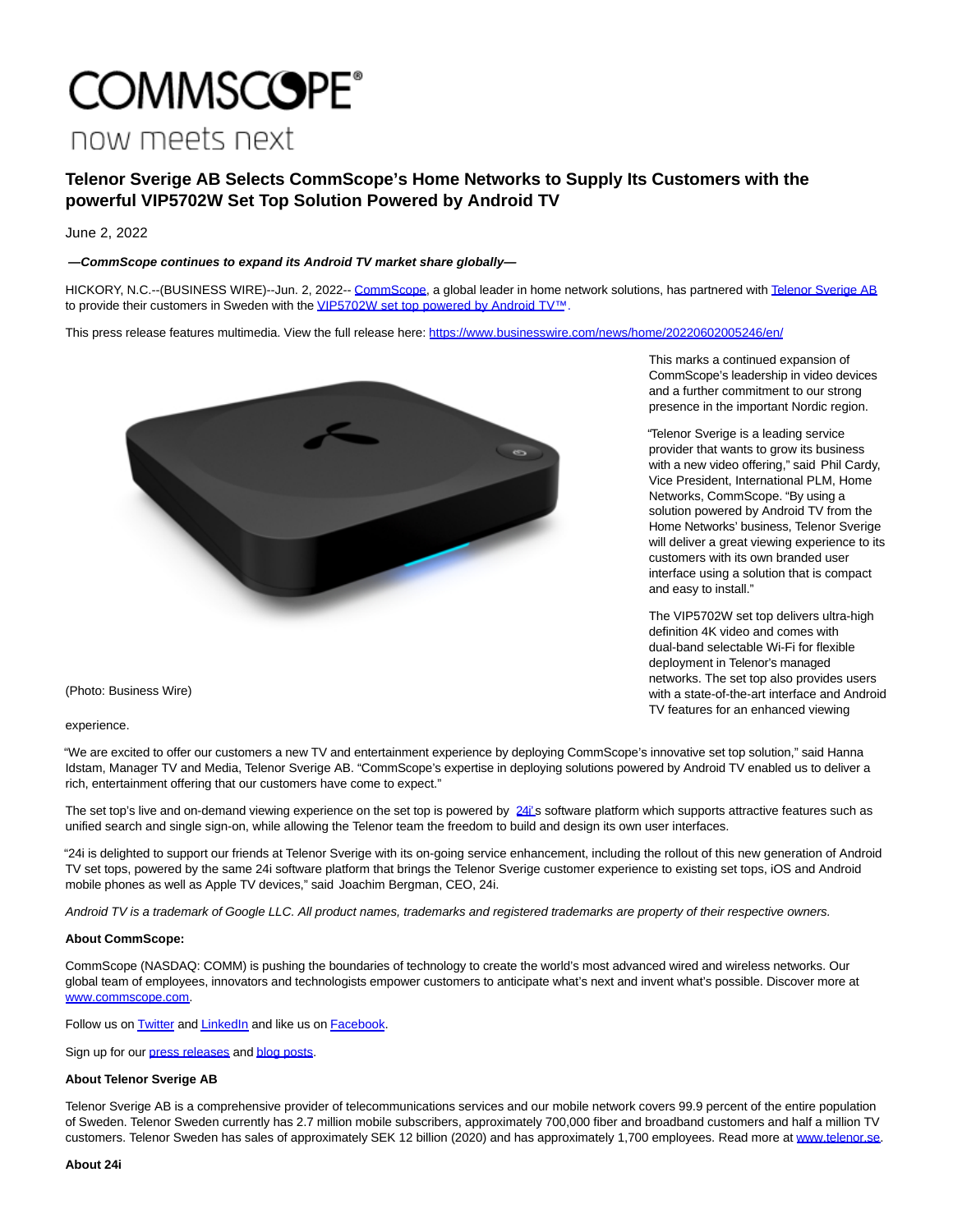COMMSCOPE®

now meets next

# Telenor Sverige AB Selects CommScope's Home Networks to Supply Its Customers with the powerful VIP5702W Set Top Solution Powered by Android TV

June 2, 2022

***—CommScope continues to expand its Android TV market share globally—***

HICKORY, N.C.--(BUSINESS WIRE)--Jun. 2, 2022-- CommScope, a global leader in home network solutions, has partnered with Telenor Sverige AB to provide their customers in Sweden with the VIP5702W set top powered by Android TV™.

This press release features multimedia. View the full release here: https://www.businesswire.com/news/home/20220602005246/en/

(Photo: Business Wire)

This marks a continued expansion of CommScope's leadership in video devices and a further commitment to our strong presence in the important Nordic region.

"Telenor Sverige is a leading service provider that wants to grow its business with a new video offering," said Phil Cardy, Vice President, International PLM, Home Networks, CommScope. "By using a solution powered by Android TV from the Home Networks' business, Telenor Sverige will deliver a great viewing experience to its customers with its own branded user interface using a solution that is compact and easy to install."

The VIP5702W set top delivers ultra-high definition 4K video and comes with dual-band selectable Wi-Fi for flexible deployment in Telenor's managed networks. The set top also provides users with a state-of-the-art interface and Android TV features for an enhanced viewing experience.

"We are excited to offer our customers a new TV and entertainment experience by deploying CommScope's innovative set top solution," said Hanna Idstam, Manager TV and Media, Telenor Sverige AB. "CommScope's expertise in deploying solutions powered by Android TV enabled us to deliver a rich, entertainment offering that our customers have come to expect."

The set top's live and on-demand viewing experience on the set top is powered by 24i's software platform which supports attractive features such as unified search and single sign-on, while allowing the Telenor team the freedom to build and design its own user interfaces.

"24i is delighted to support our friends at Telenor Sverige with its on-going service enhancement, including the rollout of this new generation of Android TV set tops, powered by the same 24i software platform that brings the Telenor Sverige customer experience to existing set tops, iOS and Android mobile phones as well as Apple TV devices," said Joachim Bergman, CEO, 24i.

*Android TV is a trademark of Google LLC. All product names, trademarks and registered trademarks are property of their respective owners.*

**About CommScope:**

CommScope (NASDAQ: COMM) is pushing the boundaries of technology to create the world's most advanced wired and wireless networks. Our global team of employees, innovators and technologists empower customers to anticipate what's next and invent what's possible. Discover more at www.commscope.com.

Follow us on Twitter and LinkedIn and like us on Facebook.

Sign up for our press releases and blog posts.

**About Telenor Sverige AB**

Telenor Sverige AB is a comprehensive provider of telecommunications services and our mobile network covers 99.9 percent of the entire population of Sweden. Telenor Sweden currently has 2.7 million mobile subscribers, approximately 700,000 fiber and broadband customers and half a million TV customers. Telenor Sweden has sales of approximately SEK 12 billion (2020) and has approximately 1,700 employees. Read more at www.telenor.se.

**About 24i**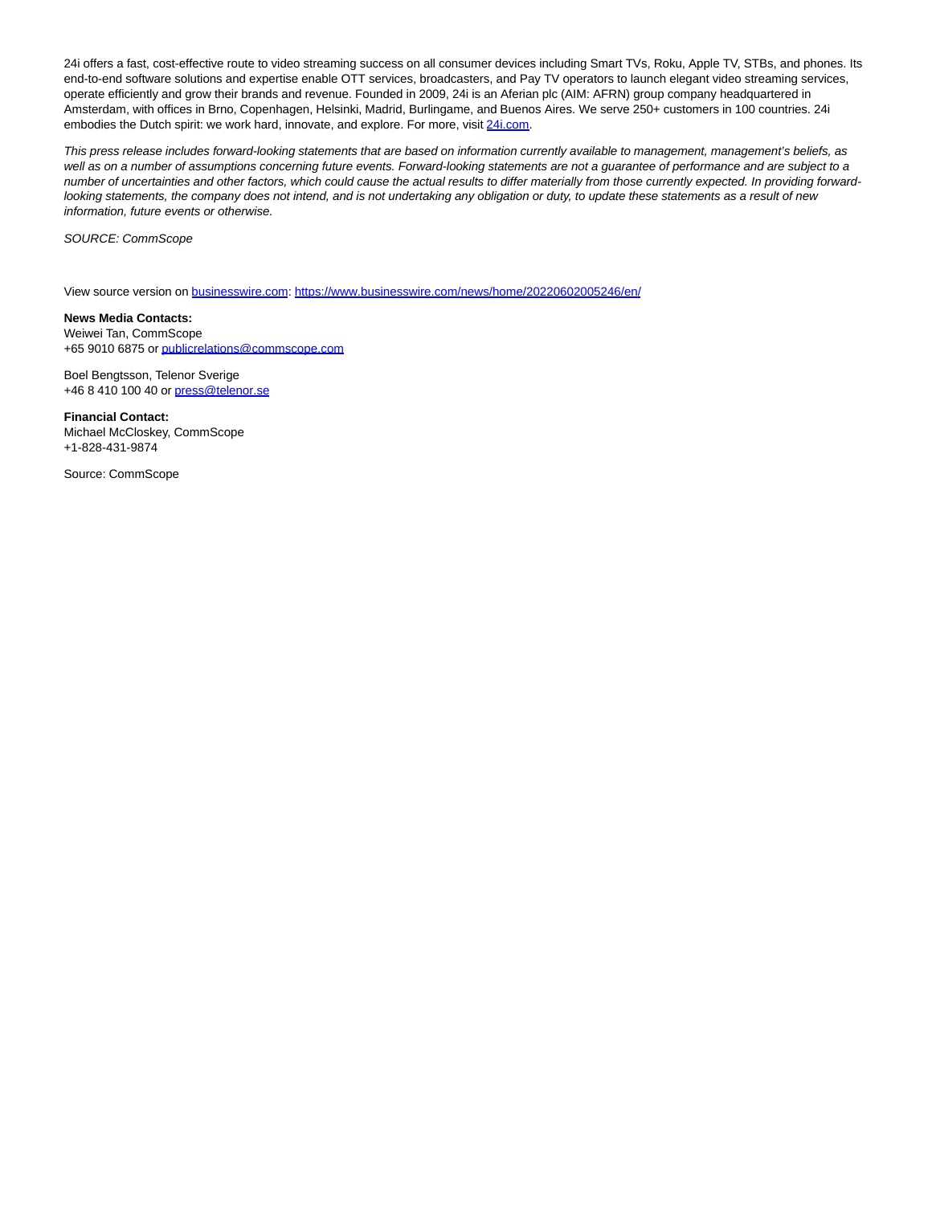24i offers a fast, cost-effective route to video streaming success on all consumer devices including Smart TVs, Roku, Apple TV, STBs, and phones. Its end-to-end software solutions and expertise enable OTT services, broadcasters, and Pay TV operators to launch elegant video streaming services, operate efficiently and grow their brands and revenue. Founded in 2009, 24i is an Aferian plc (AIM: AFRN) group company headquartered in Amsterdam, with offices in Brno, Copenhagen, Helsinki, Madrid, Burlingame, and Buenos Aires. We serve 250+ customers in 100 countries. 24i embodies the Dutch spirit: we work hard, innovate, and explore. For more, visit [24i.com](24i.com).

*This press release includes forward-looking statements that are based on information currently available to management, management's beliefs, as well as on a number of assumptions concerning future events. Forward-looking statements are not a guarantee of performance and are subject to a number of uncertainties and other factors, which could cause the actual results to differ materially from those currently expected. In providing forward-looking statements, the company does not intend, and is not undertaking any obligation or duty, to update these statements as a result of new information, future events or otherwise.*

*SOURCE: CommScope*

View source version on businesswire.com: https://www.businesswire.com/news/home/20220602005246/en/

**News Media Contacts:**
Weiwei Tan, CommScope
+65 9010 6875 or publicrelations@commscope.com

Boel Bengtsson, Telenor Sverige
+46 8 410 100 40 or press@telenor.se

**Financial Contact:**
Michael McCloskey, CommScope
+1-828-431-9874

Source: CommScope